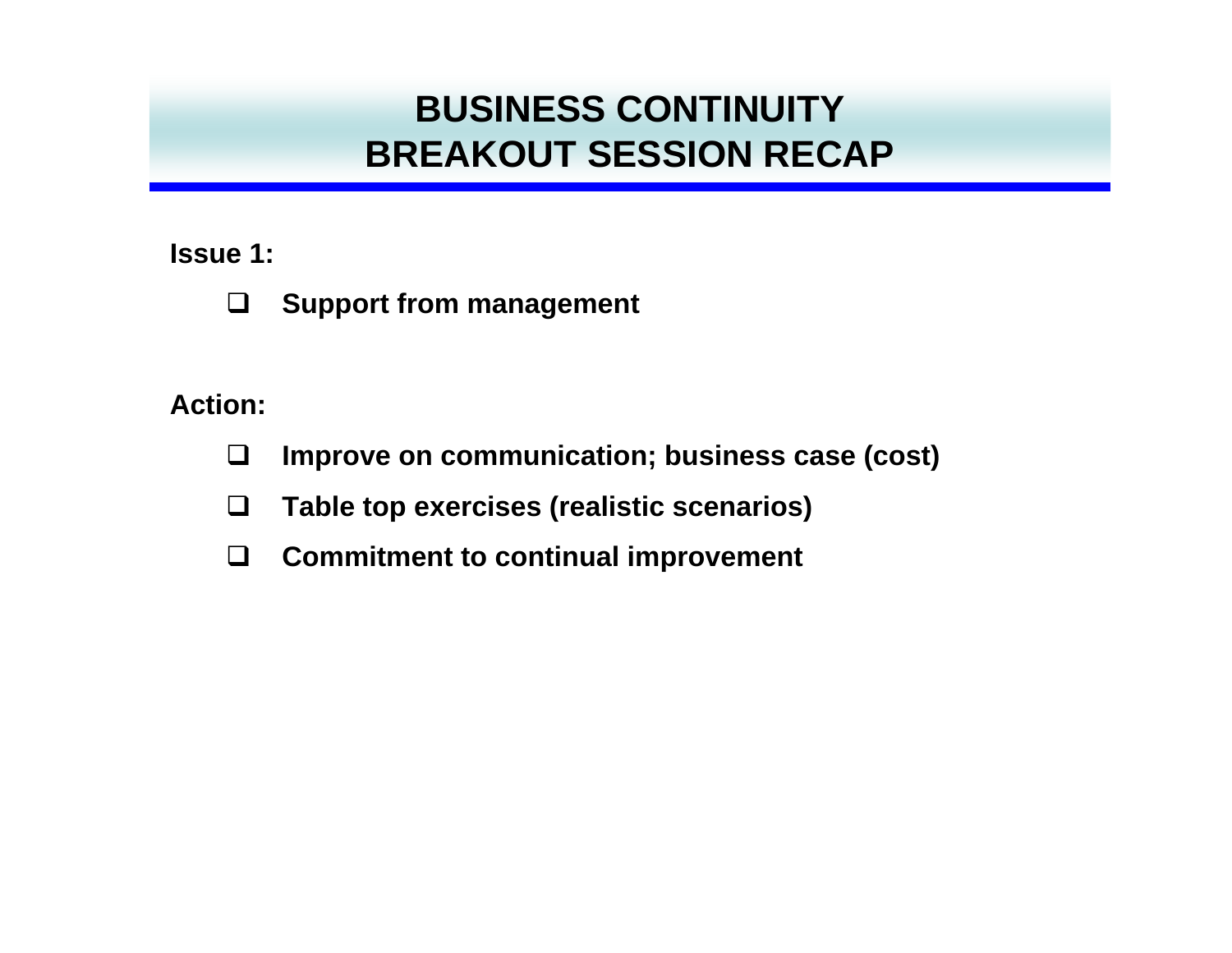# BUSINESS CONTINUITY
# BREAKOUT SESSION RECAP

**Issue 1:**

- **Support from management**

**Action:**

- **Improve on communication; business case (cost)**
- **Table top exercises (realistic scenarios)**
- **Commitment to continual improvement**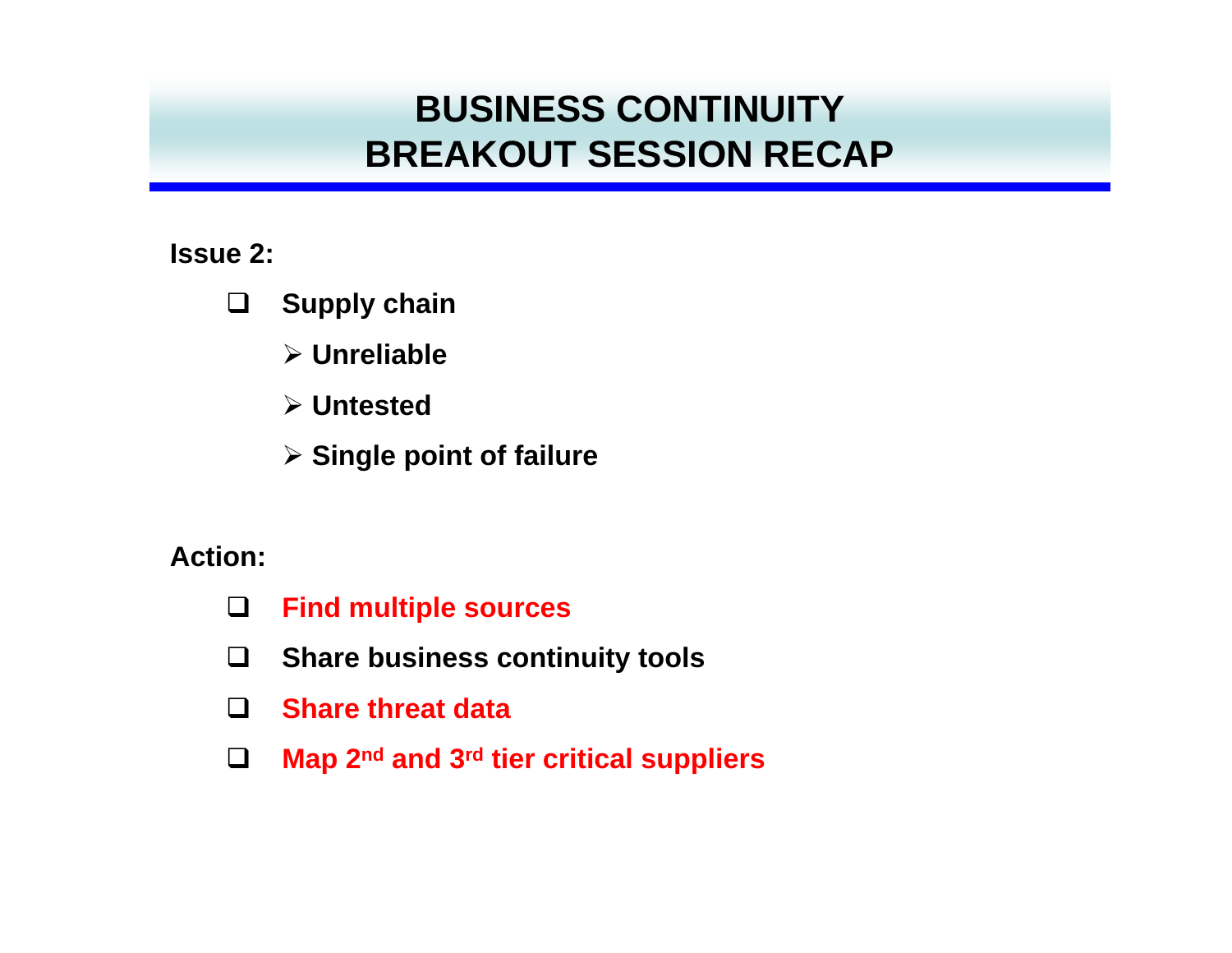# BUSINESS CONTINUITY BREAKOUT SESSION RECAP

**Issue 2:**

- **Supply chain**
  - **Unreliable**
  - **Untested**
  - **Single point of failure**

**Action:**

- **Find multiple sources**
- **Share business continuity tools**
- **Share threat data**
- **Map 2nd and 3rd tier critical suppliers**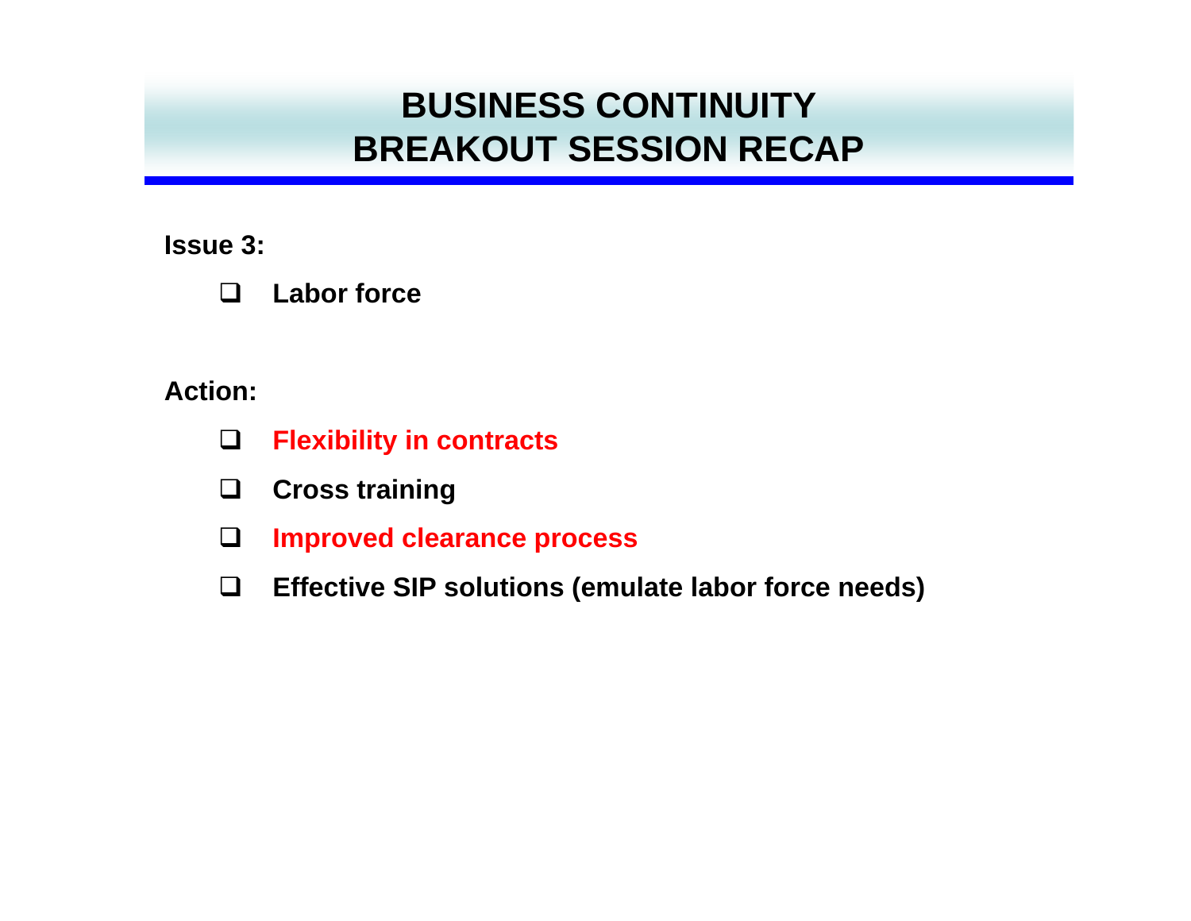# BUSINESS CONTINUITY
# BREAKOUT SESSION RECAP

**Issue 3:**

- **Labor force**

**Action:**

- **Flexibility in contracts**
- **Cross training**
- **Improved clearance process**
- **Effective SIP solutions (emulate labor force needs)**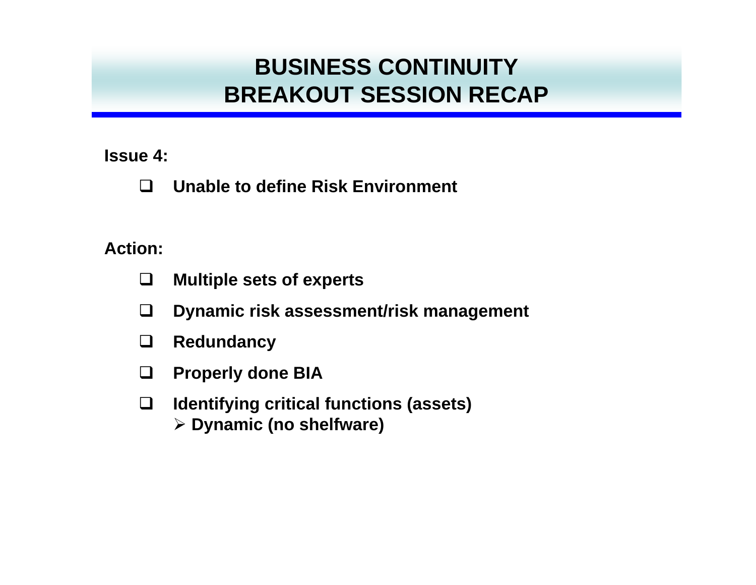# BUSINESS CONTINUITY
# BREAKOUT SESSION RECAP

**Issue 4:**

- **Unable to define Risk Environment**

**Action:**

- **Multiple sets of experts**
- **Dynamic risk assessment/risk management**
- **Redundancy**
- **Properly done BIA**
- **Identifying critical functions (assets)**
  - **Dynamic (no shelfware)**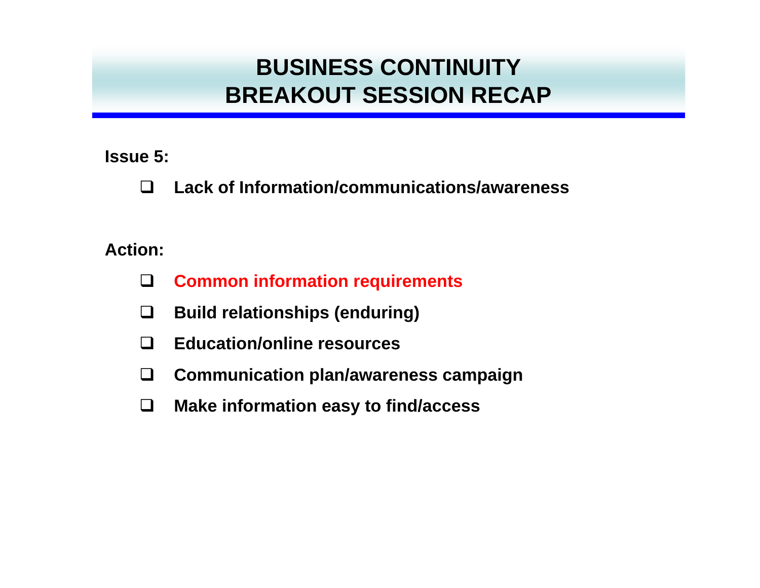# BUSINESS CONTINUITY BREAKOUT SESSION RECAP

**Issue 5:**

- **Lack of Information/communications/awareness**

**Action:**

- **Common information requirements**
- **Build relationships (enduring)**
- **Education/online resources**
- **Communication plan/awareness campaign**
- **Make information easy to find/access**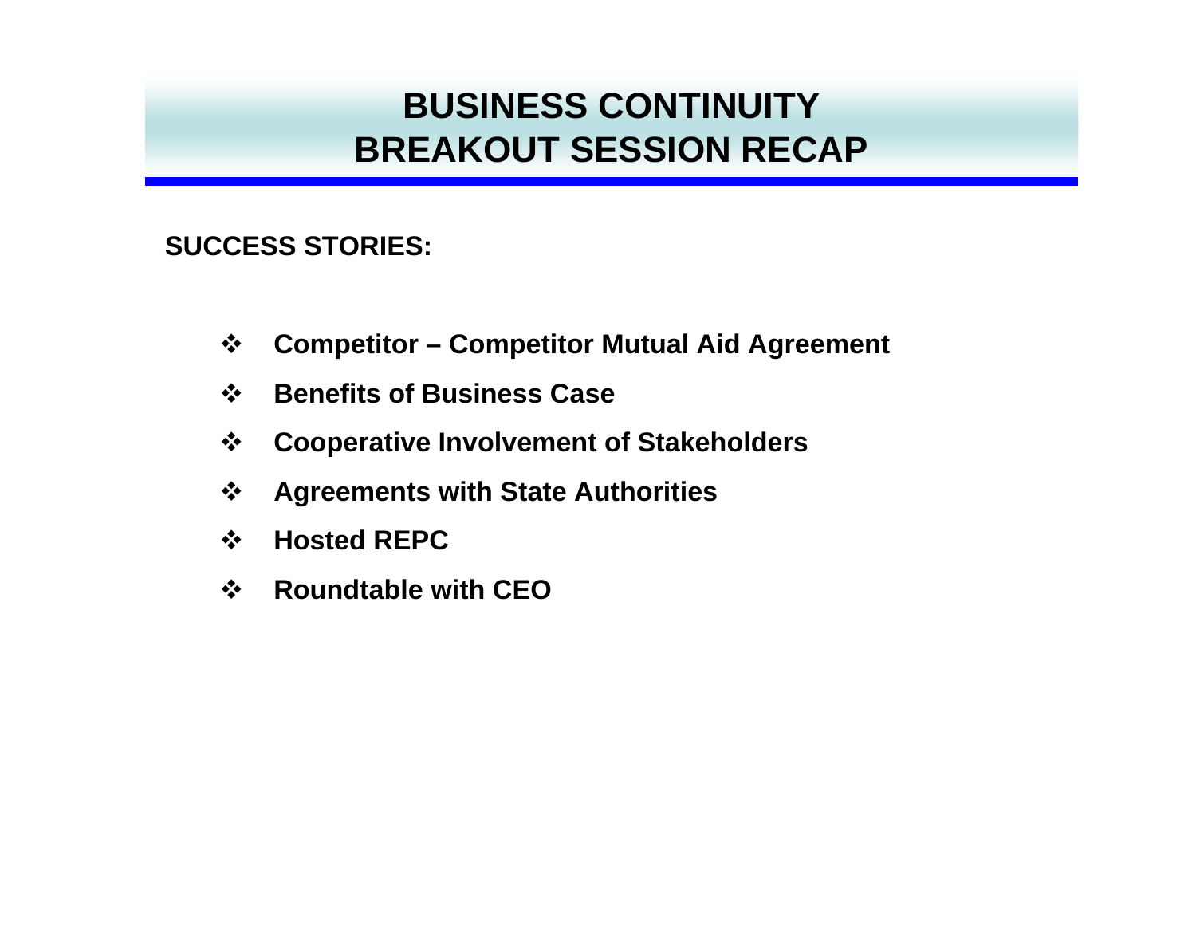# BUSINESS CONTINUITY BREAKOUT SESSION RECAP

**SUCCESS STORIES:**

- **Competitor – Competitor Mutual Aid Agreement**
- **Benefits of Business Case**
- **Cooperative Involvement of Stakeholders**
- **Agreements with State Authorities**
- **Hosted REPC**
- **Roundtable with CEO**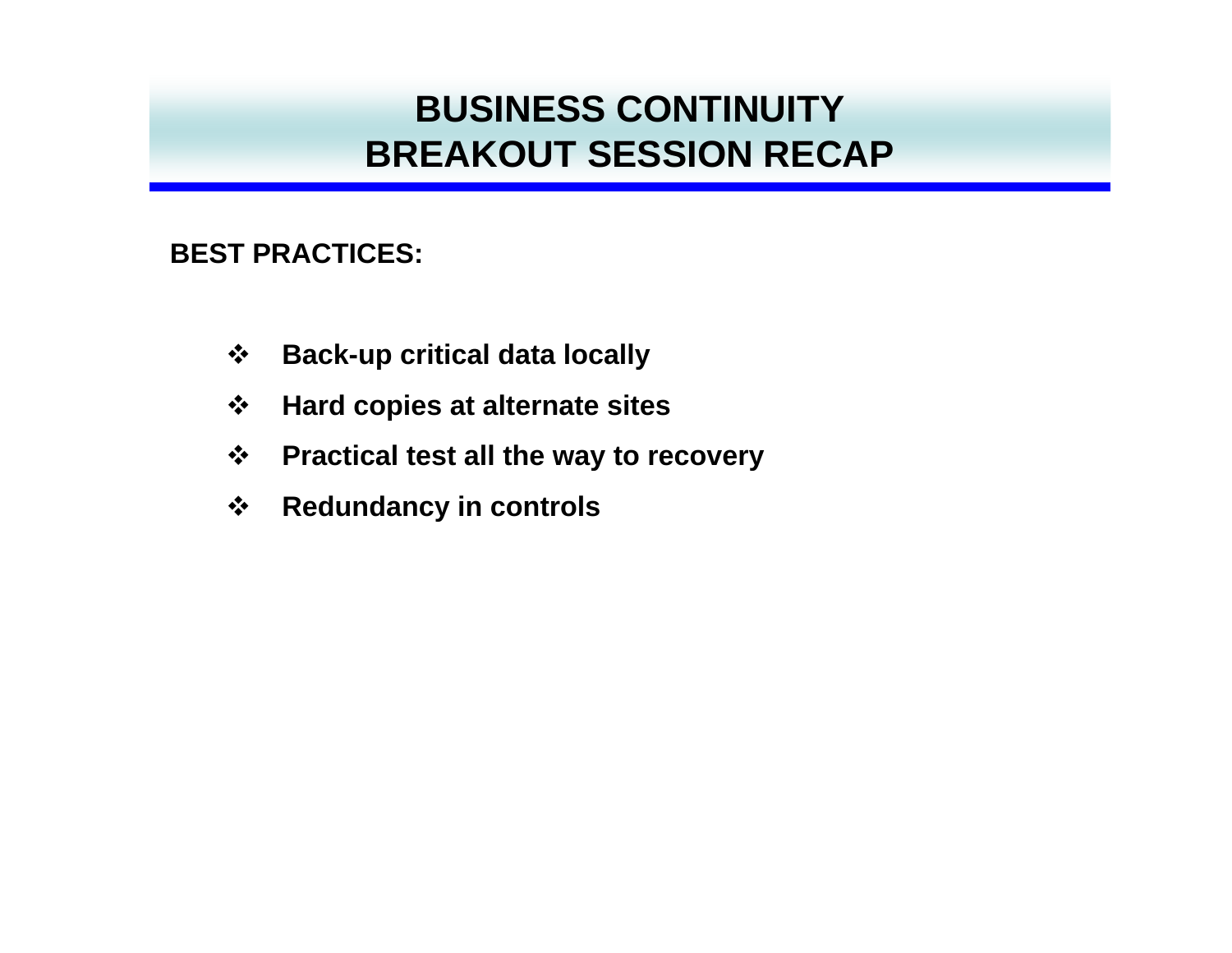# BUSINESS CONTINUITY
# BREAKOUT SESSION RECAP

**BEST PRACTICES:**

- **Back-up critical data locally**
- **Hard copies at alternate sites**
- **Practical test all the way to recovery**
- **Redundancy in controls**